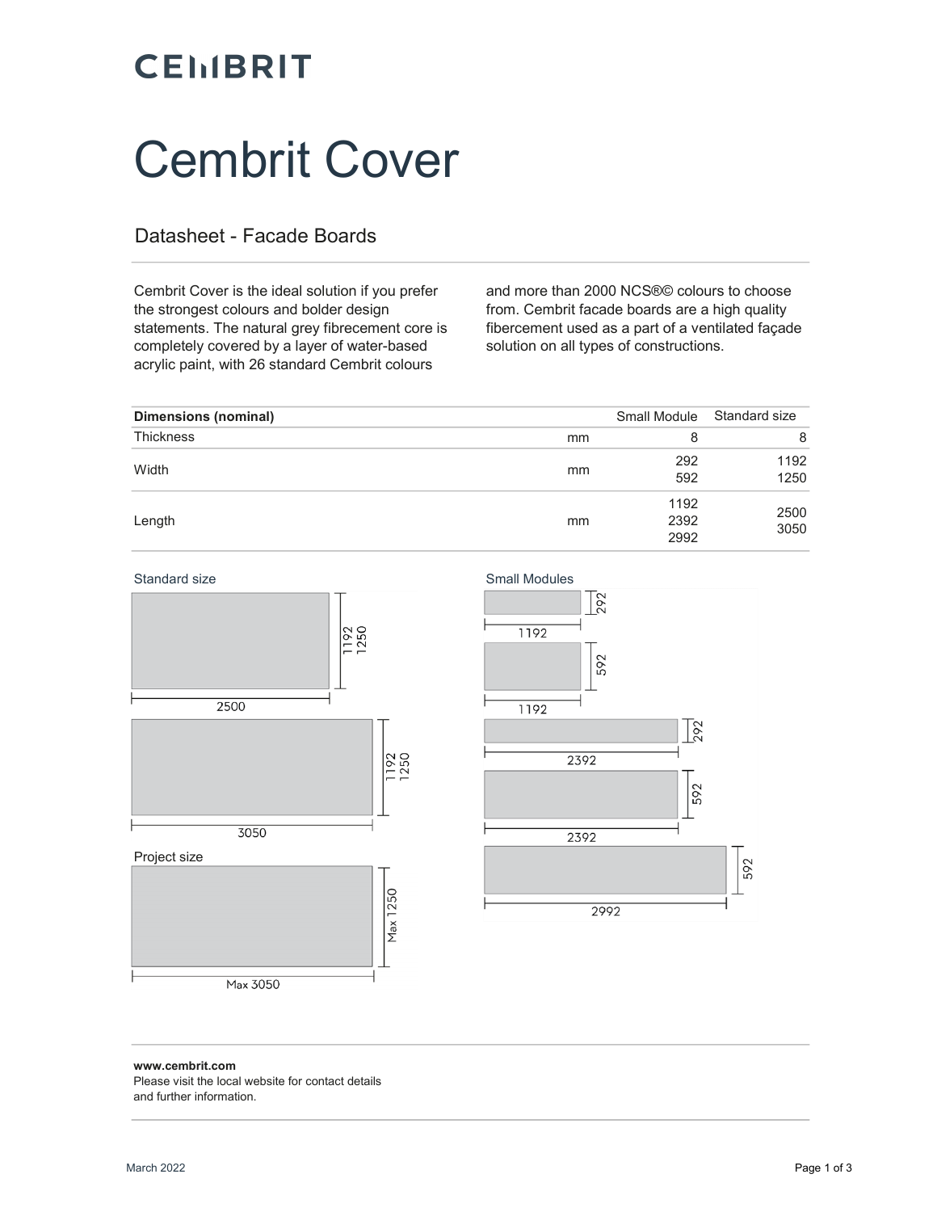# Cembrit Cover

## Datasheet - Facade Boards

Cembrit Cover is the ideal solution if you prefer the strongest colours and bolder design statements. The natural grey fibrecement core is completely covered by a layer of water-based acrylic paint, with 26 standard Cembrit colours and more than 2000 NCS®© colours to choose from. Cembrit facade boards are a high quality fibercement used as a part of a ventilated façade solution on all types of constructions.

| **Dimensions (nominal)** | | Small Module | Standard size |
|---|---|---|---|
| Thickness | mm | 8 | 8 |
| Width | mm | 292<br>592 | 1192<br>1250 |
| Length | mm | 1192<br>2392<br>2992 | 2500<br>3050 |

Standard size

1192
1250
2500

1192
1250
3050

Project size

Max 1250
Max 3050

Small Modules

292
1192

592
1192

292
2392

592
2392

592
2992

**www.cembrit.com**
Please visit the local website for contact details and further information.

March 2022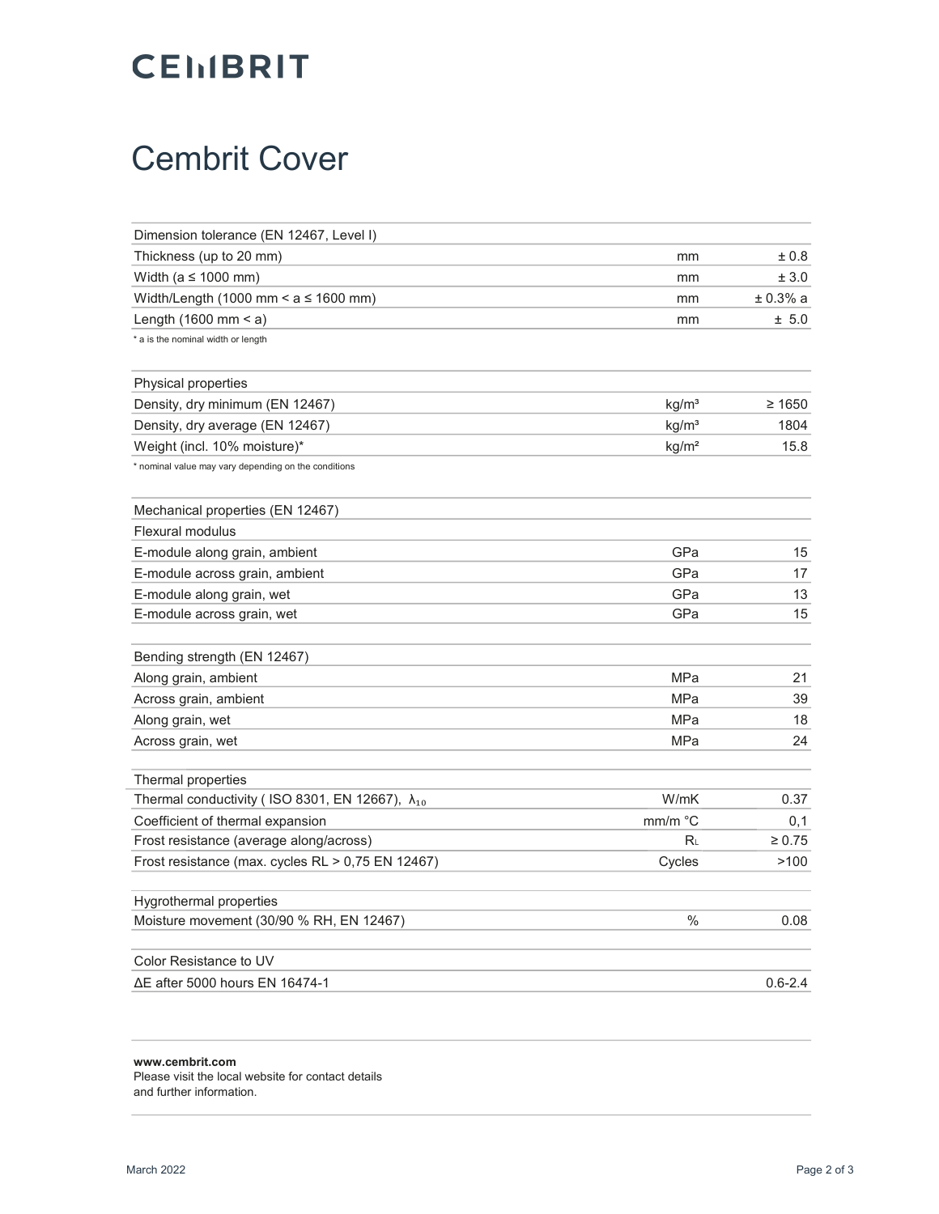# Cembrit Cover

| Dimension tolerance (EN 12467, Level I) | | |
|---|---|---|
| Thickness (up to 20 mm) | mm | ± 0.8 |
| Width (a ≤ 1000 mm) | mm | ± 3.0 |
| Width/Length (1000 mm < a ≤ 1600 mm) | mm | ± 0.3% a |
| Length (1600 mm < a) | mm | ± 5.0 |

* a is the nominal width or length

| Physical properties | | |
|---|---|---|
| Density, dry minimum (EN 12467) | kg/m³ | ≥ 1650 |
| Density, dry average (EN 12467) | kg/m³ | 1804 |
| Weight (incl. 10% moisture)* | kg/m² | 15.8 |

* nominal value may vary depending on the conditions

| Mechanical properties (EN 12467) | | |
|---|---|---|
| Flexural modulus | | |
| E-module along grain, ambient | GPa | 15 |
| E-module across grain, ambient | GPa | 17 |
| E-module along grain, wet | GPa | 13 |
| E-module across grain, wet | GPa | 15 |

| Bending strength (EN 12467) | | |
|---|---|---|
| Along grain, ambient | MPa | 21 |
| Across grain, ambient | MPa | 39 |
| Along grain, wet | MPa | 18 |
| Across grain, wet | MPa | 24 |

| Thermal properties | | |
|---|---|---|
| Thermal conductivity ( ISO 8301, EN 12667), $\lambda_{10}$ | W/mK | 0.37 |
| Coefficient of thermal expansion | mm/m °C | 0,1 |
| Frost resistance (average along/across) | $R_L$ | ≥ 0.75 |
| Frost resistance (max. cycles RL > 0,75 EN 12467) | Cycles | >100 |

| Hygrothermal properties | | |
|---|---|---|
| Moisture movement (30/90 % RH, EN 12467) | % | 0.08 |

| Color Resistance to UV | | |
|---|---|---|
| ΔE after 5000 hours EN 16474-1 | | 0.6-2.4 |

**www.cembrit.com**
Please visit the local website for contact details and further information.

March 2022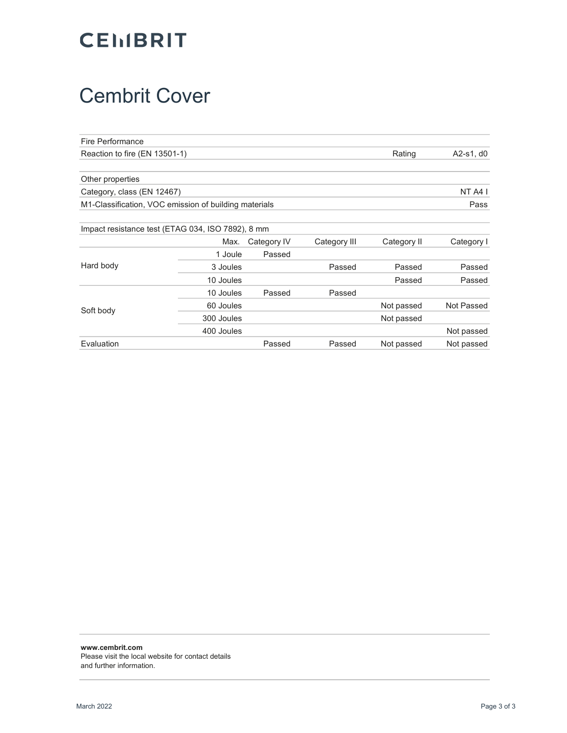# Cembrit Cover

| Fire Performance | | |
|---|---|---|
| Reaction to fire (EN 13501-1) | Rating | A2-s1, d0 |

| Other properties | |
|---|---|
| Category, class (EN 12467) | NT A4 I |
| M1-Classification, VOC emission of building materials | Pass |

| Impact resistance test (ETAG 034, ISO 7892), 8 mm | | | | | |
|---|---|---|---|---|---|
| | Max. | Category IV | Category III | Category II | Category I |
| Hard body | 1 Joule | Passed | | | |
| | 3 Joules | | Passed | Passed | Passed |
| | 10 Joules | | | Passed | Passed |
| Soft body | 10 Joules | Passed | Passed | | |
| | 60 Joules | | | Not passed | Not Passed |
| | 300 Joules | | | Not passed | |
| | 400 Joules | | | | Not passed |
| Evaluation | | Passed | Passed | Not passed | Not passed |

**www.cembrit.com**
Please visit the local website for contact details
and further information.

March 2022